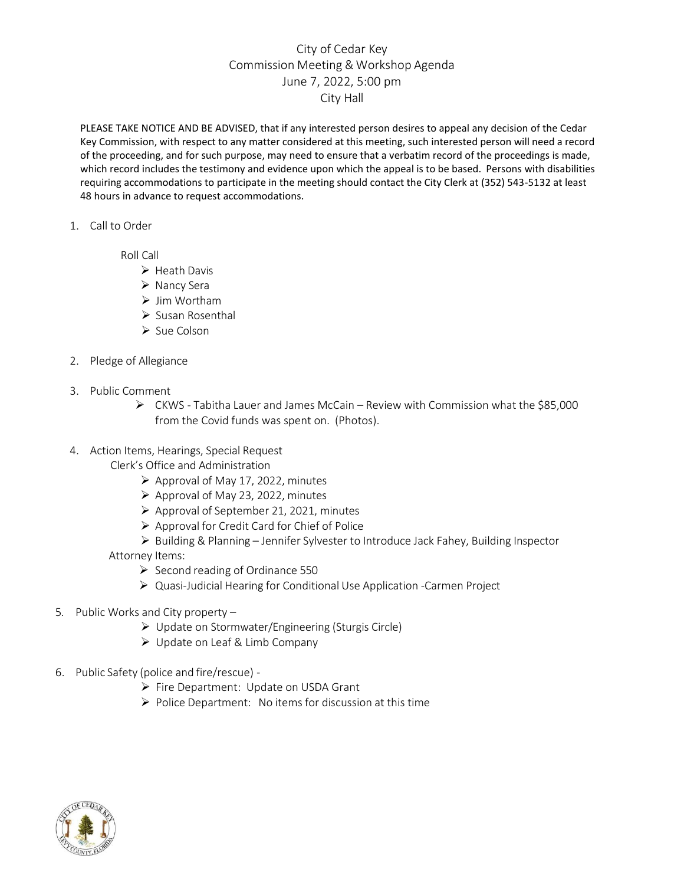# City of Cedar Key
## Commission Meeting & Workshop Agenda
### June 7, 2022, 5:00 pm
### City Hall

PLEASE TAKE NOTICE AND BE ADVISED, that if any interested person desires to appeal any decision of the Cedar Key Commission, with respect to any matter considered at this meeting, such interested person will need a record of the proceeding, and for such purpose, may need to ensure that a verbatim record of the proceedings is made, which record includes the testimony and evidence upon which the appeal is to be based. Persons with disabilities requiring accommodations to participate in the meeting should contact the City Clerk at (352) 543-5132 at least 48 hours in advance to request accommodations.

1. Call to Order

   Roll Call
   - Heath Davis
   - Nancy Sera
   - Jim Wortham
   - Susan Rosenthal
   - Sue Colson

2. Pledge of Allegiance

3. Public Comment
   - CKWS - Tabitha Lauer and James McCain – Review with Commission what the $85,000 from the Covid funds was spent on. (Photos).

4. Action Items, Hearings, Special Request

   Clerk's Office and Administration
   - Approval of May 17, 2022, minutes
   - Approval of May 23, 2022, minutes
   - Approval of September 21, 2021, minutes
   - Approval for Credit Card for Chief of Police
   - Building & Planning – Jennifer Sylvester to Introduce Jack Fahey, Building Inspector

   Attorney Items:
   - Second reading of Ordinance 550
   - Quasi-Judicial Hearing for Conditional Use Application -Carmen Project

5. Public Works and City property –
   - Update on Stormwater/Engineering (Sturgis Circle)
   - Update on Leaf & Limb Company

6. Public Safety (police and fire/rescue) -
   - Fire Department: Update on USDA Grant
   - Police Department: No items for discussion at this time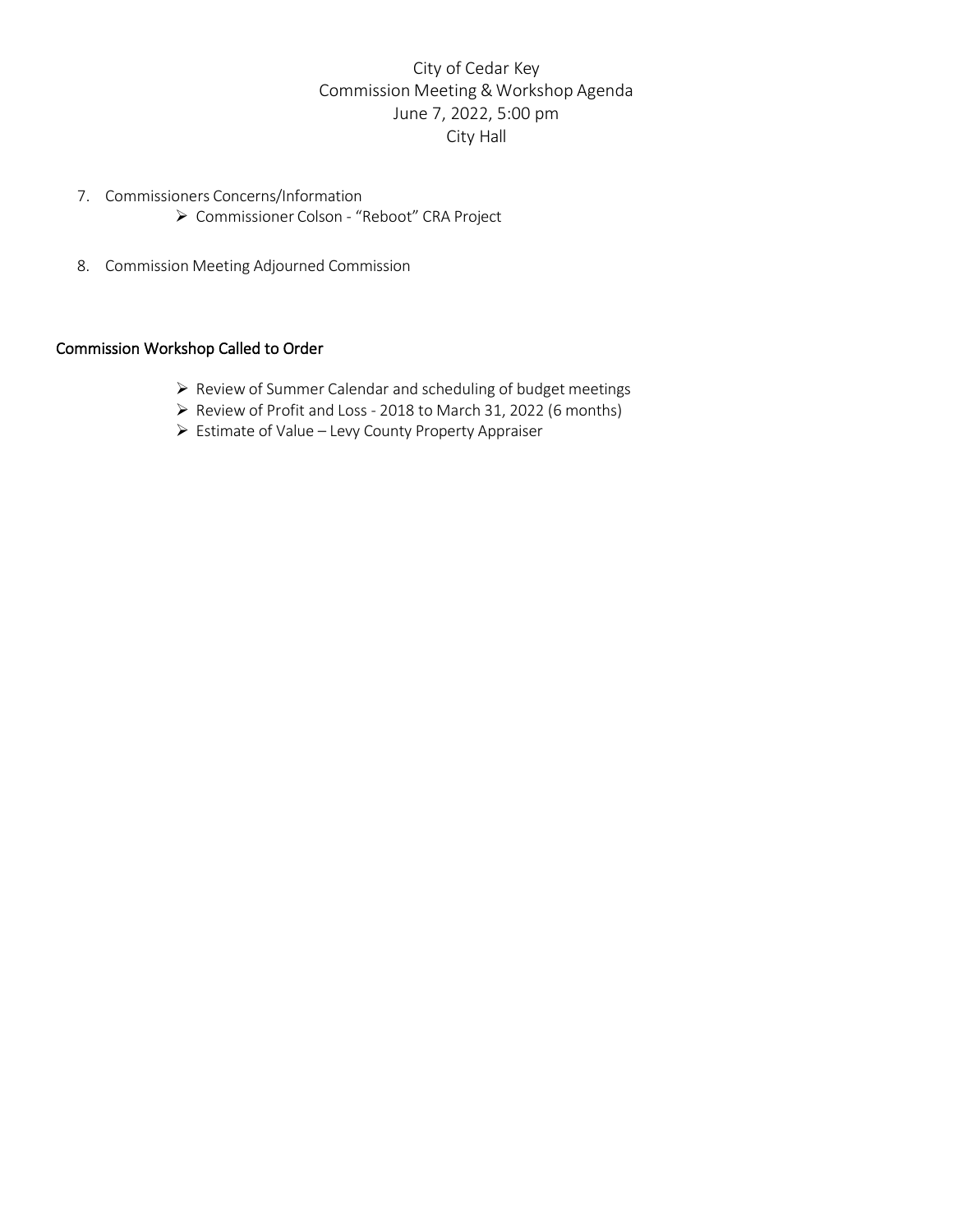City of Cedar Key
Commission Meeting & Workshop Agenda
June 7, 2022, 5:00 pm
City Hall

7. Commissioners Concerns/Information
   - Commissioner Colson - "Reboot" CRA Project

8. Commission Meeting Adjourned Commission

## Commission Workshop Called to Order

- Review of Summer Calendar and scheduling of budget meetings
- Review of Profit and Loss - 2018 to March 31, 2022 (6 months)
- Estimate of Value – Levy County Property Appraiser